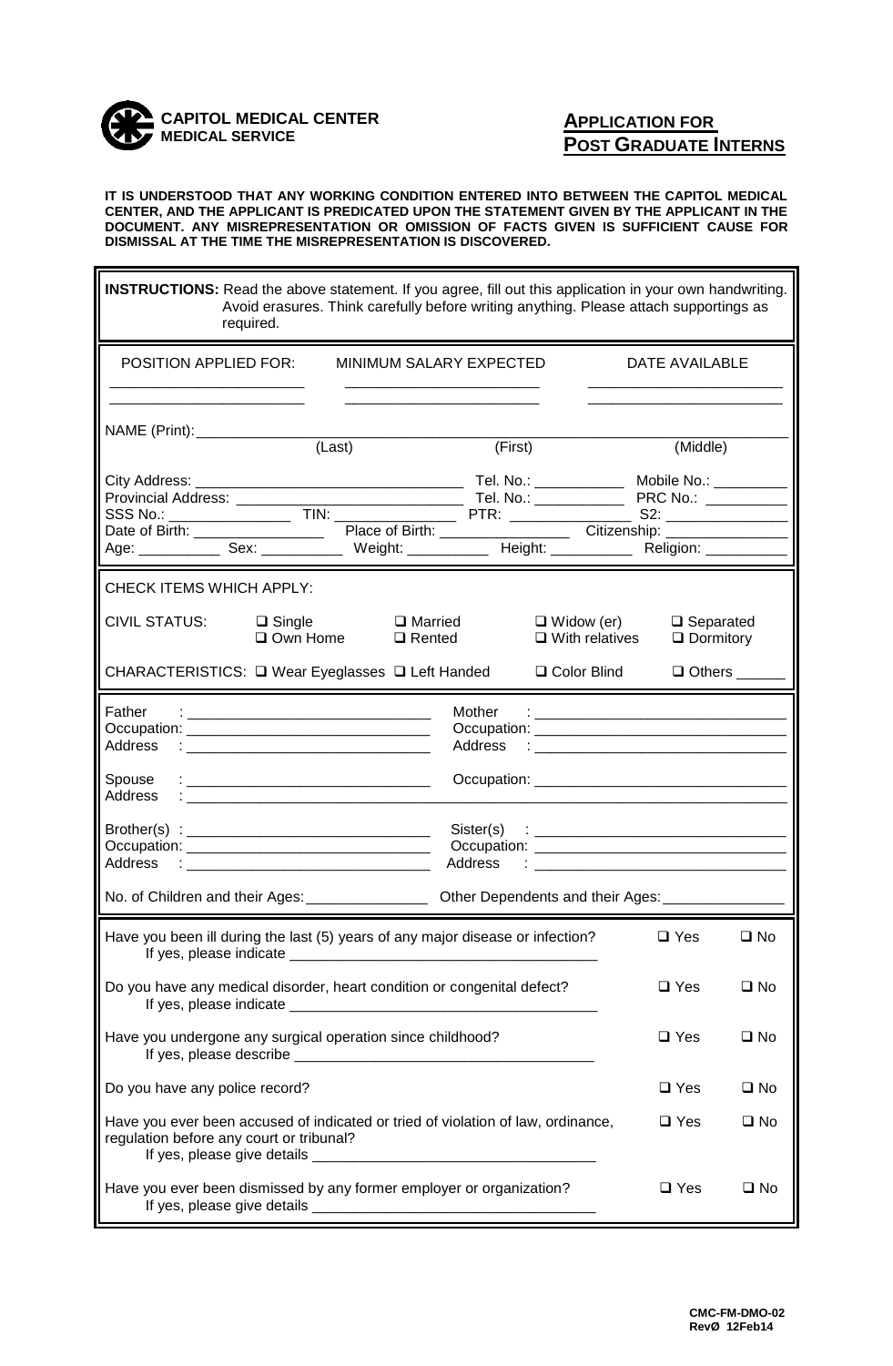**CAPITOL MEDICAL CENTER**
**MEDICAL SERVICE**

# APPLICATION FOR POST GRADUATE INTERNS

**IT IS UNDERSTOOD THAT ANY WORKING CONDITION ENTERED INTO BETWEEN THE CAPITOL MEDICAL CENTER, AND THE APPLICANT IS PREDICATED UPON THE STATEMENT GIVEN BY THE APPLICANT IN THE DOCUMENT. ANY MISREPRESENTATION OR OMISSION OF FACTS GIVEN IS SUFFICIENT CAUSE FOR DISMISSAL AT THE TIME THE MISREPRESENTATION IS DISCOVERED.**

**INSTRUCTIONS:** Read the above statement. If you agree, fill out this application in your own handwriting. Avoid erasures. Think carefully before writing anything. Please attach supportings as required.

| POSITION APPLIED FOR: | MINIMUM SALARY EXPECTED | DATE AVAILABLE |
|---|---|---|
| ______________________ | ______________________ | ______________________ |
| ______________________ | ______________________ | ______________________ |

NAME (Print): ______________________________________________________________
(Last) (First) (Middle)

City Address: ______________________________ Tel. No.: ___________ Mobile No.: _________
Provincial Address: __________________________ Tel. No.: ___________ PRC No.: __________
SSS No.: ______________ TIN: ______________ PTR: ______________ S2: ______________
Date of Birth: ______________ Place of Birth: ______________ Citizenship: ______________
Age: __________ Sex: __________ Weight: __________ Height: __________ Religion: __________

CHECK ITEMS WHICH APPLY:

CIVIL STATUS: ☐ Single ☐ Married ☐ Widow (er) ☐ Separated
☐ Own Home ☐ Rented ☐ With relatives ☐ Dormitory

CHARACTERISTICS: ☐ Wear Eyeglasses ☐ Left Handed ☐ Color Blind ☐ Others ______

Father : ______________________________ Mother : ______________________________
Occupation: ____________________________ Occupation: ____________________________
Address : ______________________________ Address : ______________________________

Spouse : ______________________________ Occupation: ____________________________
Address : ______________________________________________________________________

Brother(s) : ____________________________ Sister(s) : ____________________________
Occupation: ____________________________ Occupation: ____________________________
Address : ______________________________ Address : ______________________________

No. of Children and their Ages: ______________ Other Dependents and their Ages: ______________

Have you been ill during the last (5) years of any major disease or infection? ☐ Yes ☐ No
If yes, please indicate ______________________________________

Do you have any medical disorder, heart condition or congenital defect? ☐ Yes ☐ No
If yes, please indicate ______________________________________

Have you undergone any surgical operation since childhood? ☐ Yes ☐ No
If yes, please describe ______________________________________

Do you have any police record? ☐ Yes ☐ No

Have you ever been accused of indicated or tried of violation of law, ordinance, regulation before any court or tribunal? ☐ Yes ☐ No
If yes, please give details __________________________________

Have you ever been dismissed by any former employer or organization? ☐ Yes ☐ No
If yes, please give details __________________________________

CMC-FM-DMO-02
RevØ 12Feb14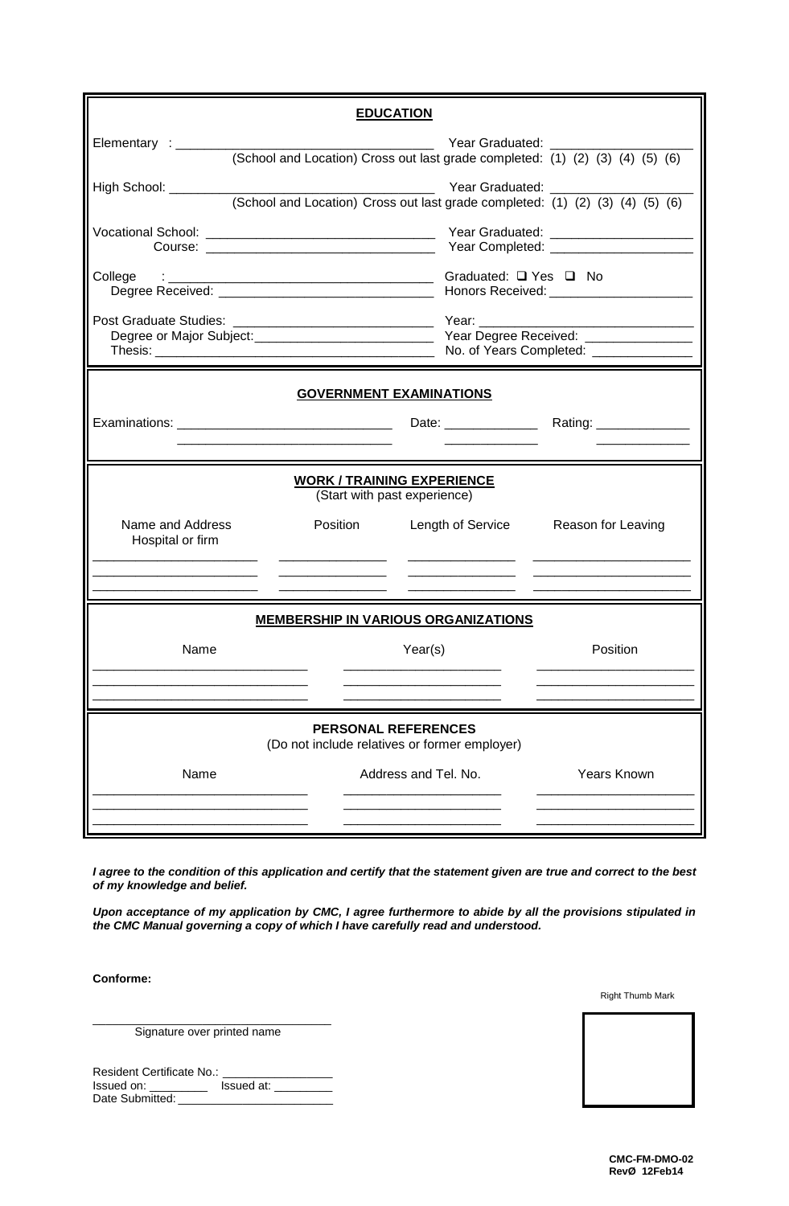## EDUCATION

Elementary : ______________________________ Year Graduated: ____________________
(School and Location) Cross out last grade completed: (1) (2) (3) (4) (5) (6)

High School: ______________________________ Year Graduated: ____________________
(School and Location) Cross out last grade completed: (1) (2) (3) (4) (5) (6)

Vocational School: ______________________________ Year Graduated: ____________________
Course: ______________________________ Year Completed: ____________________

College : ______________________________ Graduated: ❑ Yes ❑ No
Degree Received: ______________________________ Honors Received: ____________________

Post Graduate Studies: ______________________________ Year: ____________________
Degree or Major Subject: ______________________________ Year Degree Received: ________________
Thesis: ______________________________ No. of Years Completed: ______________

## GOVERNMENT EXAMINATIONS

| Examinations | Date | Rating |
|---|---|---|
| | | |
| | | |

## WORK / TRAINING EXPERIENCE

(Start with past experience)

| Name and Address Hospital or firm | Position | Length of Service | Reason for Leaving |
|---|---|---|---|
| | | | |
| | | | |
| | | | |

## MEMBERSHIP IN VARIOUS ORGANIZATIONS

| Name | Year(s) | Position |
|---|---|---|
| | | |
| | | |
| | | |

## PERSONAL REFERENCES

(Do not include relatives or former employer)

| Name | Address and Tel. No. | Years Known |
|---|---|---|
| | | |
| | | |
| | | |

***I agree to the condition of this application and certify that the statement given are true and correct to the best of my knowledge and belief.***

***Upon acceptance of my application by CMC, I agree furthermore to abide by all the provisions stipulated in the CMC Manual governing a copy of which I have carefully read and understood.***

**Conforme:**

______________________________
Signature over printed name

Resident Certificate No.: ________________
Issued on: _________ Issued at: _________
Date Submitted: ______________________

Right Thumb Mark

**CMC-FM-DMO-02**
**RevØ 12Feb14**